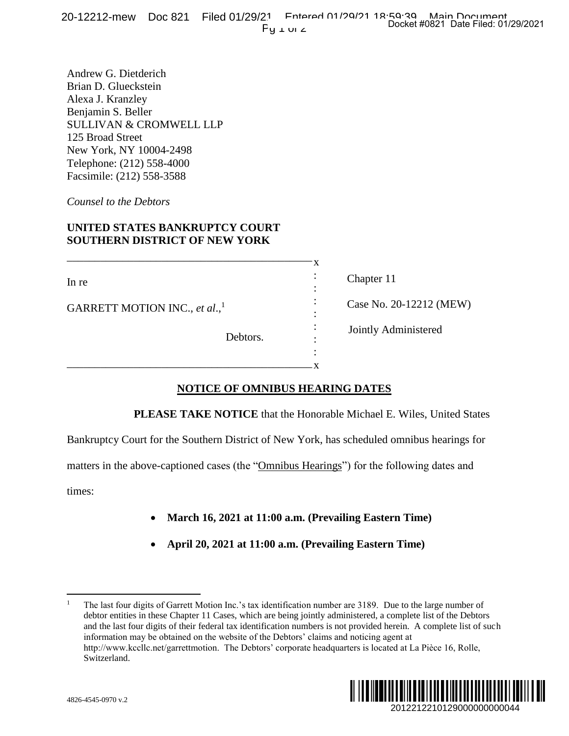Andrew G. Dietderich
Brian D. Glueckstein
Alexa J. Kranzley
Benjamin S. Beller
SULLIVAN & CROMWELL LLP
125 Broad Street
New York, NY 10004-2498
Telephone: (212) 558-4000
Facsimile: (212) 558-3588

*Counsel to the Debtors*

**UNITED STATES BANKRUPTCY COURT**
**SOUTHERN DISTRICT OF NEW YORK**

| | |
|---|---|
| In re | Chapter 11 |
| GARRETT MOTION INC., *et al.*,[1] | Case No. 20-12212 (MEW) |
| Debtors. | Jointly Administered |

## NOTICE OF OMNIBUS HEARING DATES

**PLEASE TAKE NOTICE** that the Honorable Michael E. Wiles, United States Bankruptcy Court for the Southern District of New York, has scheduled omnibus hearings for matters in the above-captioned cases (the "Omnibus Hearings") for the following dates and times:

- **March 16, 2021 at 11:00 a.m. (Prevailing Eastern Time)**
- **April 20, 2021 at 11:00 a.m. (Prevailing Eastern Time)**

[1] The last four digits of Garrett Motion Inc.'s tax identification number are 3189. Due to the large number of debtor entities in these Chapter 11 Cases, which are being jointly administered, a complete list of the Debtors and the last four digits of their federal tax identification numbers is not provided herein. A complete list of such information may be obtained on the website of the Debtors' claims and noticing agent at http://www.kccllc.net/garrettmotion. The Debtors' corporate headquarters is located at La Pièce 16, Rolle, Switzerland.

4826-4545-0970 v.2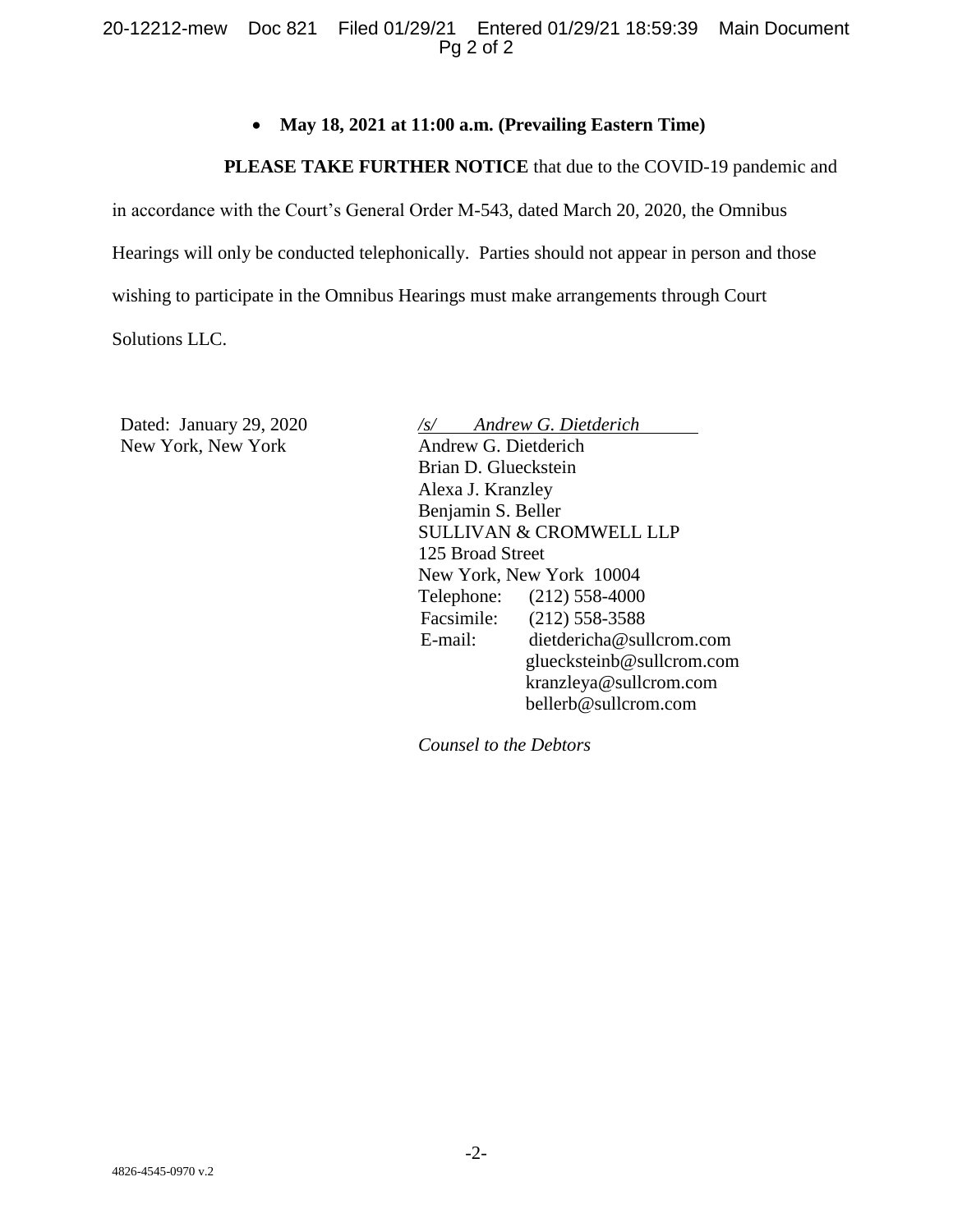- **May 18, 2021 at 11:00 a.m. (Prevailing Eastern Time)**

**PLEASE TAKE FURTHER NOTICE** that due to the COVID-19 pandemic and in accordance with the Court's General Order M-543, dated March 20, 2020, the Omnibus Hearings will only be conducted telephonically. Parties should not appear in person and those wishing to participate in the Omnibus Hearings must make arrangements through Court Solutions LLC.

Dated: January 29, 2020
New York, New York

/s/ *Andrew G. Dietderich*
Andrew G. Dietderich
Brian D. Glueckstein
Alexa J. Kranzley
Benjamin S. Beller
SULLIVAN & CROMWELL LLP
125 Broad Street
New York, New York 10004
Telephone: (212) 558-4000
Facsimile: (212) 558-3588
E-mail: dietdericha@sullcrom.com
gluecksteinb@sullcrom.com
kranzleya@sullcrom.com
bellerb@sullcrom.com

*Counsel to the Debtors*

4826-4545-0970 v.2